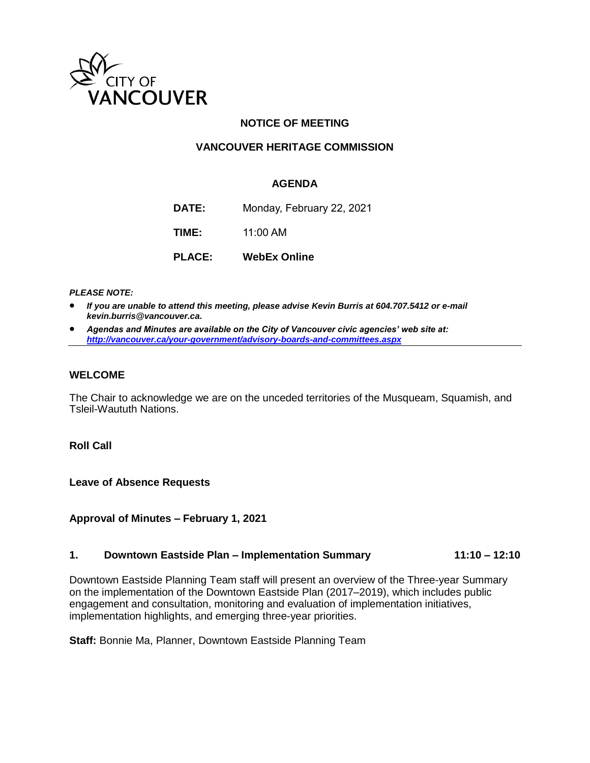CITY OF VANCOUVER

## NOTICE OF MEETING

## VANCOUVER HERITAGE COMMISSION

### AGENDA

**DATE:** Monday, February 22, 2021

**TIME:** 11:00 AM

**PLACE:** **WebEx Online**

***PLEASE NOTE:***

- ***If you are unable to attend this meeting, please advise Kevin Burris at 604.707.5412 or e-mail kevin.burris@vancouver.ca.***
- ***Agendas and Minutes are available on the City of Vancouver civic agencies' web site at: http://vancouver.ca/your-government/advisory-boards-and-committees.aspx***

---

### WELCOME

The Chair to acknowledge we are on the unceded territories of the Musqueam, Squamish, and Tsleil-Waututh Nations.

**Roll Call**

**Leave of Absence Requests**

**Approval of Minutes – February 1, 2021**

### 1. Downtown Eastside Plan – Implementation Summary 11:10 – 12:10

Downtown Eastside Planning Team staff will present an overview of the Three-year Summary on the implementation of the Downtown Eastside Plan (2017–2019), which includes public engagement and consultation, monitoring and evaluation of implementation initiatives, implementation highlights, and emerging three-year priorities.

**Staff:** Bonnie Ma, Planner, Downtown Eastside Planning Team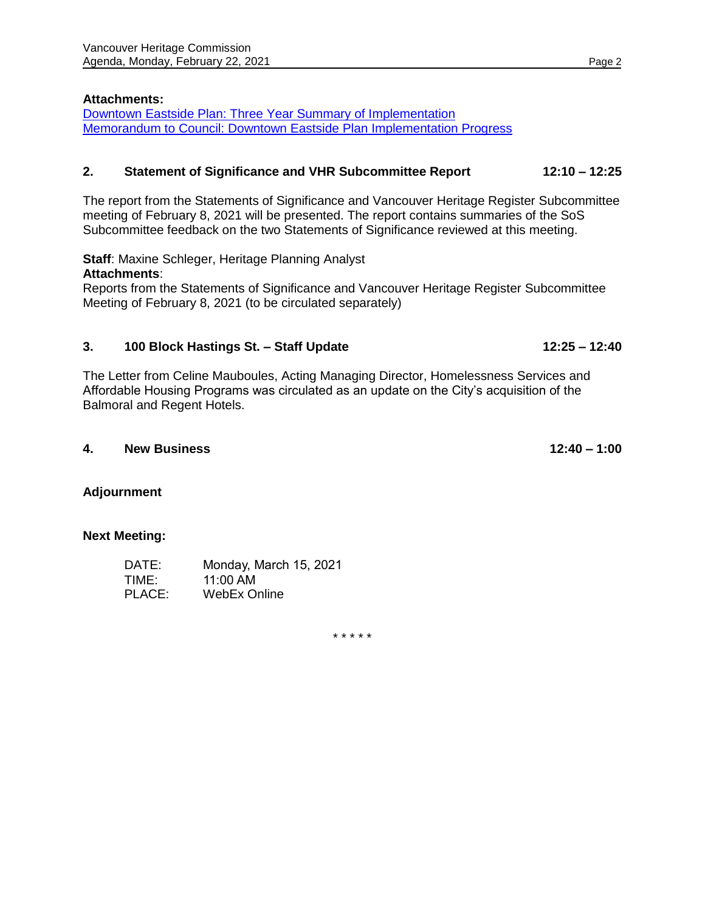**Attachments:**

[Downtown Eastside Plan: Three Year Summary of Implementation]
[Memorandum to Council: Downtown Eastside Plan Implementation Progress]

### 2. Statement of Significance and VHR Subcommittee Report 12:10 – 12:25

The report from the Statements of Significance and Vancouver Heritage Register Subcommittee meeting of February 8, 2021 will be presented. The report contains summaries of the SoS Subcommittee feedback on the two Statements of Significance reviewed at this meeting.

**Staff**: Maxine Schleger, Heritage Planning Analyst

**Attachments**:

Reports from the Statements of Significance and Vancouver Heritage Register Subcommittee Meeting of February 8, 2021 (to be circulated separately)

### 3. 100 Block Hastings St. – Staff Update 12:25 – 12:40

The Letter from Celine Mauboules, Acting Managing Director, Homelessness Services and Affordable Housing Programs was circulated as an update on the City's acquisition of the Balmoral and Regent Hotels.

### 4. New Business 12:40 – 1:00

**Adjournment**

**Next Meeting:**

DATE: Monday, March 15, 2021
TIME: 11:00 AM
PLACE: WebEx Online

\* \* \* \* \*